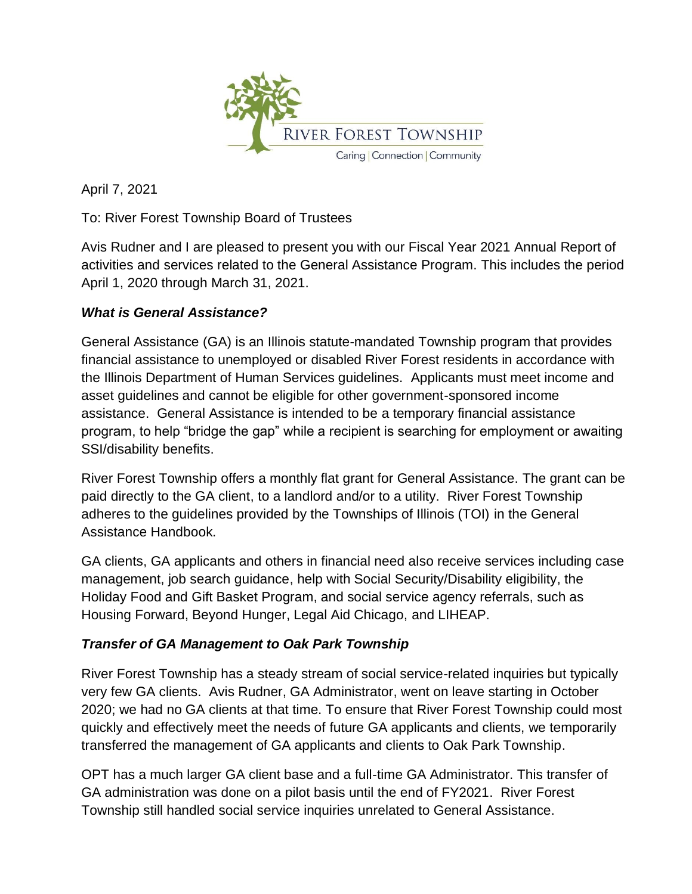RIVER FOREST TOWNSHIP

Caring | Connection | Community

April 7, 2021

To: River Forest Township Board of Trustees

Avis Rudner and I are pleased to present you with our Fiscal Year 2021 Annual Report of activities and services related to the General Assistance Program. This includes the period April 1, 2020 through March 31, 2021.

***What is General Assistance?***

General Assistance (GA) is an Illinois statute-mandated Township program that provides financial assistance to unemployed or disabled River Forest residents in accordance with the Illinois Department of Human Services guidelines. Applicants must meet income and asset guidelines and cannot be eligible for other government-sponsored income assistance. General Assistance is intended to be a temporary financial assistance program, to help "bridge the gap" while a recipient is searching for employment or awaiting SSI/disability benefits.

River Forest Township offers a monthly flat grant for General Assistance. The grant can be paid directly to the GA client, to a landlord and/or to a utility. River Forest Township adheres to the guidelines provided by the Townships of Illinois (TOI) in the General Assistance Handbook.

GA clients, GA applicants and others in financial need also receive services including case management, job search guidance, help with Social Security/Disability eligibility, the Holiday Food and Gift Basket Program, and social service agency referrals, such as Housing Forward, Beyond Hunger, Legal Aid Chicago, and LIHEAP.

***Transfer of GA Management to Oak Park Township***

River Forest Township has a steady stream of social service-related inquiries but typically very few GA clients. Avis Rudner, GA Administrator, went on leave starting in October 2020; we had no GA clients at that time. To ensure that River Forest Township could most quickly and effectively meet the needs of future GA applicants and clients, we temporarily transferred the management of GA applicants and clients to Oak Park Township.

OPT has a much larger GA client base and a full-time GA Administrator. This transfer of GA administration was done on a pilot basis until the end of FY2021. River Forest Township still handled social service inquiries unrelated to General Assistance.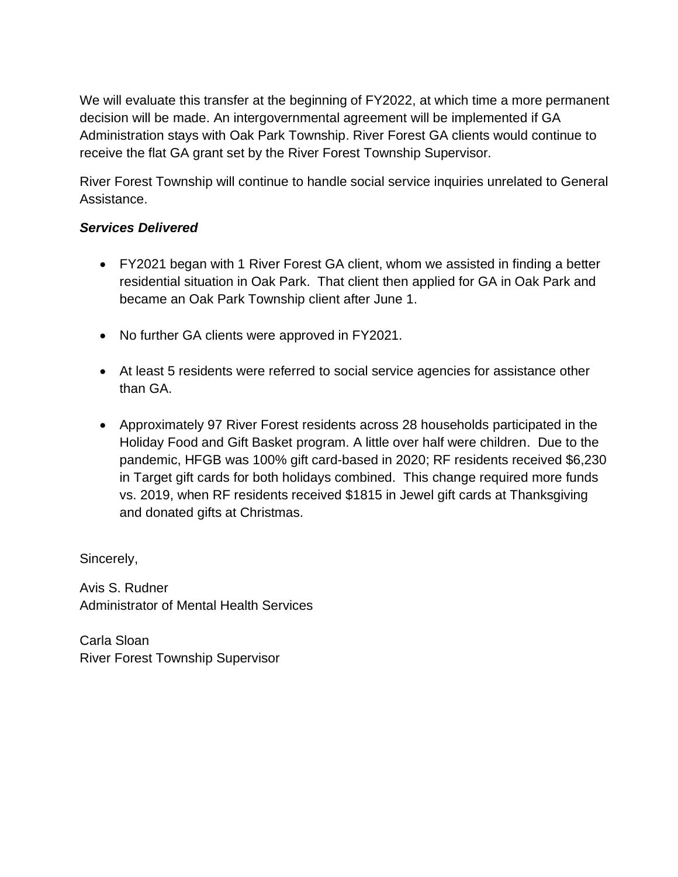We will evaluate this transfer at the beginning of FY2022, at which time a more permanent decision will be made. An intergovernmental agreement will be implemented if GA Administration stays with Oak Park Township. River Forest GA clients would continue to receive the flat GA grant set by the River Forest Township Supervisor.

River Forest Township will continue to handle social service inquiries unrelated to General Assistance.

***Services Delivered***

- FY2021 began with 1 River Forest GA client, whom we assisted in finding a better residential situation in Oak Park. That client then applied for GA in Oak Park and became an Oak Park Township client after June 1.

- No further GA clients were approved in FY2021.

- At least 5 residents were referred to social service agencies for assistance other than GA.

- Approximately 97 River Forest residents across 28 households participated in the Holiday Food and Gift Basket program. A little over half were children. Due to the pandemic, HFGB was 100% gift card-based in 2020; RF residents received $6,230 in Target gift cards for both holidays combined. This change required more funds vs. 2019, when RF residents received $1815 in Jewel gift cards at Thanksgiving and donated gifts at Christmas.

Sincerely,

Avis S. Rudner
Administrator of Mental Health Services

Carla Sloan
River Forest Township Supervisor